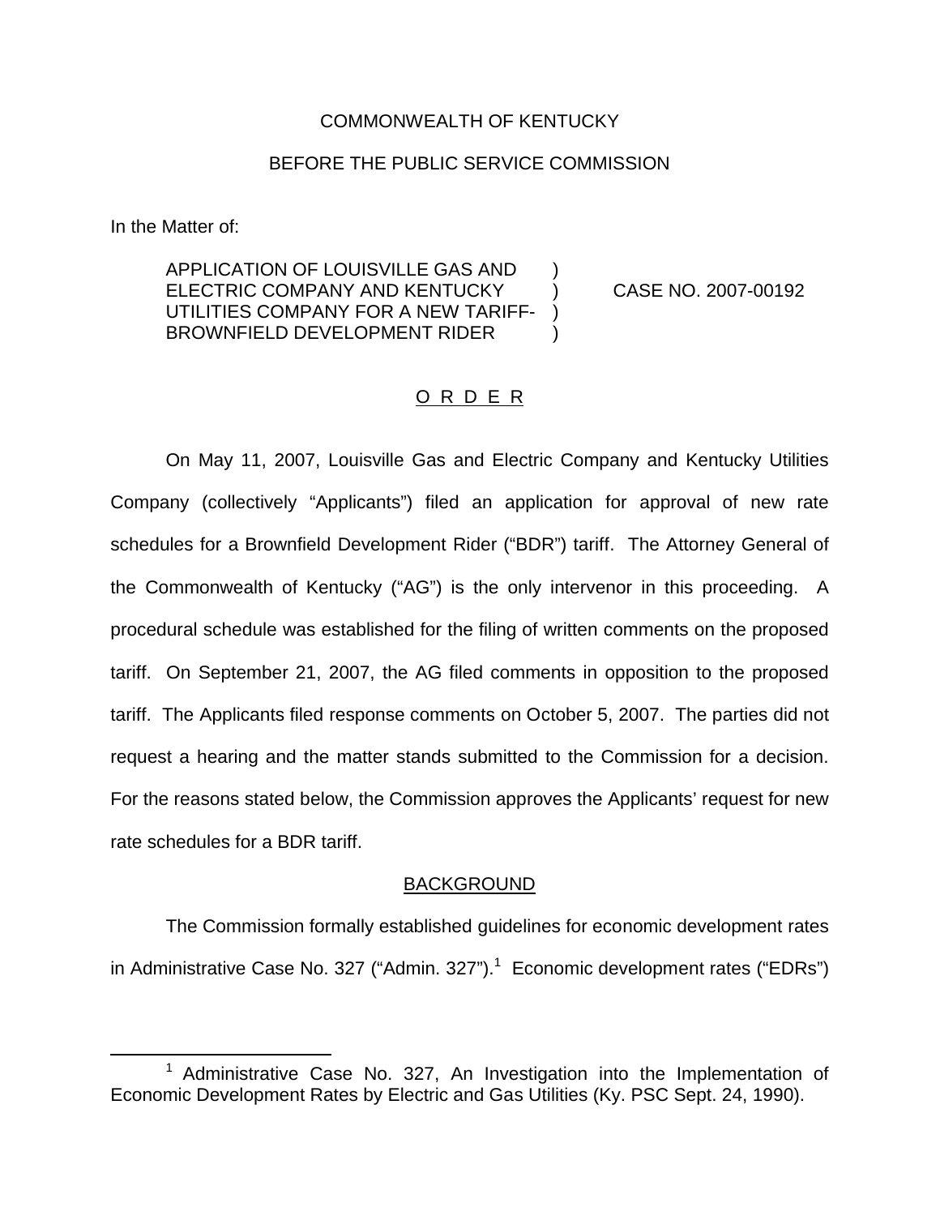COMMONWEALTH OF KENTUCKY

BEFORE THE PUBLIC SERVICE COMMISSION

In the Matter of:

| | | |
|---|---|---|
| APPLICATION OF LOUISVILLE GAS AND ELECTRIC COMPANY AND KENTUCKY UTILITIES COMPANY FOR A NEW TARIFF-BROWNFIELD DEVELOPMENT RIDER | ) ) ) ) | CASE NO. 2007-00192 |

## O R D E R

On May 11, 2007, Louisville Gas and Electric Company and Kentucky Utilities Company (collectively "Applicants") filed an application for approval of new rate schedules for a Brownfield Development Rider ("BDR") tariff. The Attorney General of the Commonwealth of Kentucky ("AG") is the only intervenor in this proceeding. A procedural schedule was established for the filing of written comments on the proposed tariff. On September 21, 2007, the AG filed comments in opposition to the proposed tariff. The Applicants filed response comments on October 5, 2007. The parties did not request a hearing and the matter stands submitted to the Commission for a decision. For the reasons stated below, the Commission approves the Applicants' request for new rate schedules for a BDR tariff.

## BACKGROUND

The Commission formally established guidelines for economic development rates in Administrative Case No. 327 ("Admin. 327").[1] Economic development rates ("EDRs")

[1] Administrative Case No. 327, An Investigation into the Implementation of Economic Development Rates by Electric and Gas Utilities (Ky. PSC Sept. 24, 1990).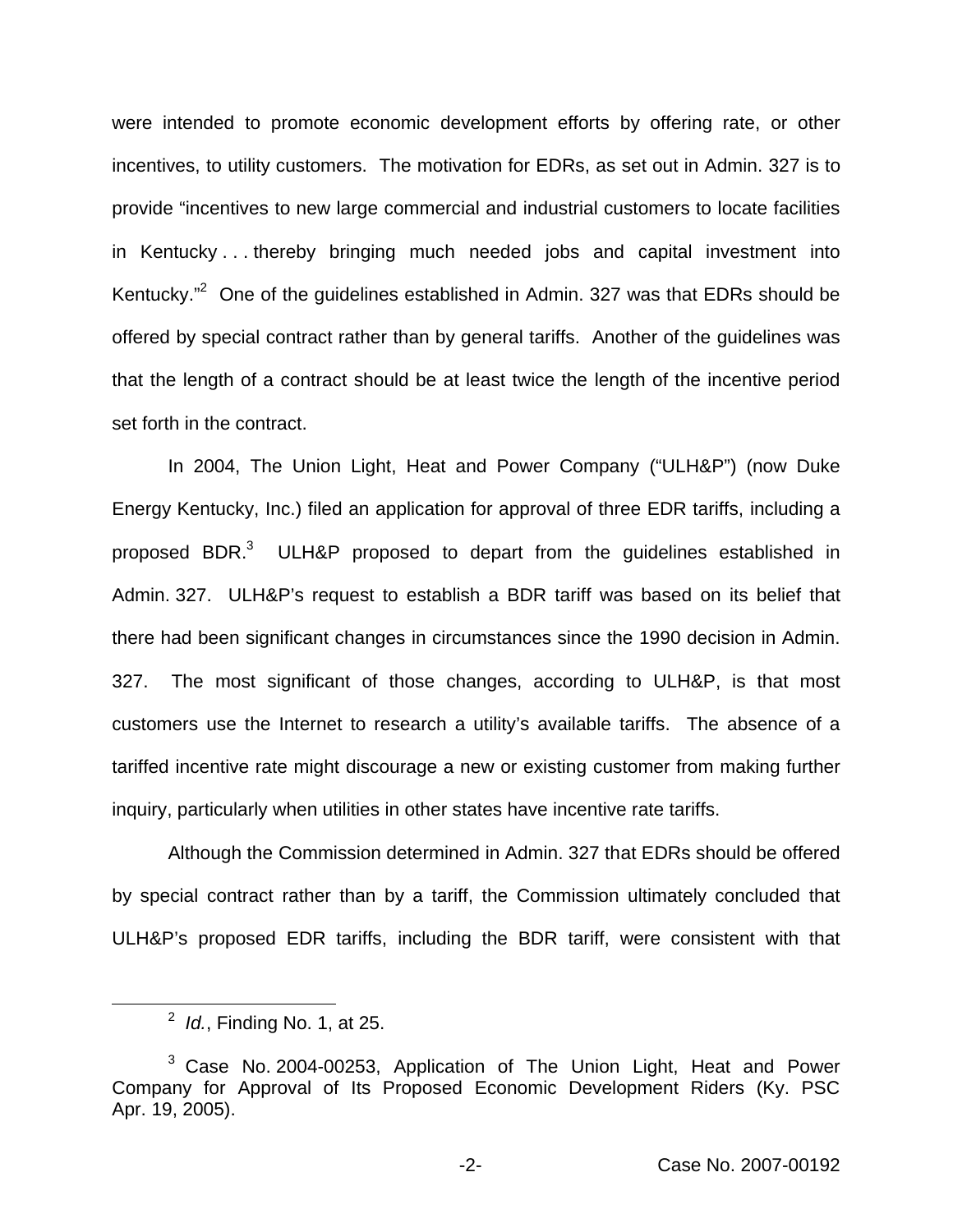were intended to promote economic development efforts by offering rate, or other incentives, to utility customers. The motivation for EDRs, as set out in Admin. 327 is to provide "incentives to new large commercial and industrial customers to locate facilities in Kentucky . . . thereby bringing much needed jobs and capital investment into Kentucky."[2] One of the guidelines established in Admin. 327 was that EDRs should be offered by special contract rather than by general tariffs. Another of the guidelines was that the length of a contract should be at least twice the length of the incentive period set forth in the contract.

In 2004, The Union Light, Heat and Power Company ("ULH&P") (now Duke Energy Kentucky, Inc.) filed an application for approval of three EDR tariffs, including a proposed BDR.[3] ULH&P proposed to depart from the guidelines established in Admin. 327. ULH&P's request to establish a BDR tariff was based on its belief that there had been significant changes in circumstances since the 1990 decision in Admin. 327. The most significant of those changes, according to ULH&P, is that most customers use the Internet to research a utility's available tariffs. The absence of a tariffed incentive rate might discourage a new or existing customer from making further inquiry, particularly when utilities in other states have incentive rate tariffs.

Although the Commission determined in Admin. 327 that EDRs should be offered by special contract rather than by a tariff, the Commission ultimately concluded that ULH&P's proposed EDR tariffs, including the BDR tariff, were consistent with that

[2] *Id.*, Finding No. 1, at 25.

[3] Case No. 2004-00253, Application of The Union Light, Heat and Power Company for Approval of Its Proposed Economic Development Riders (Ky. PSC Apr. 19, 2005).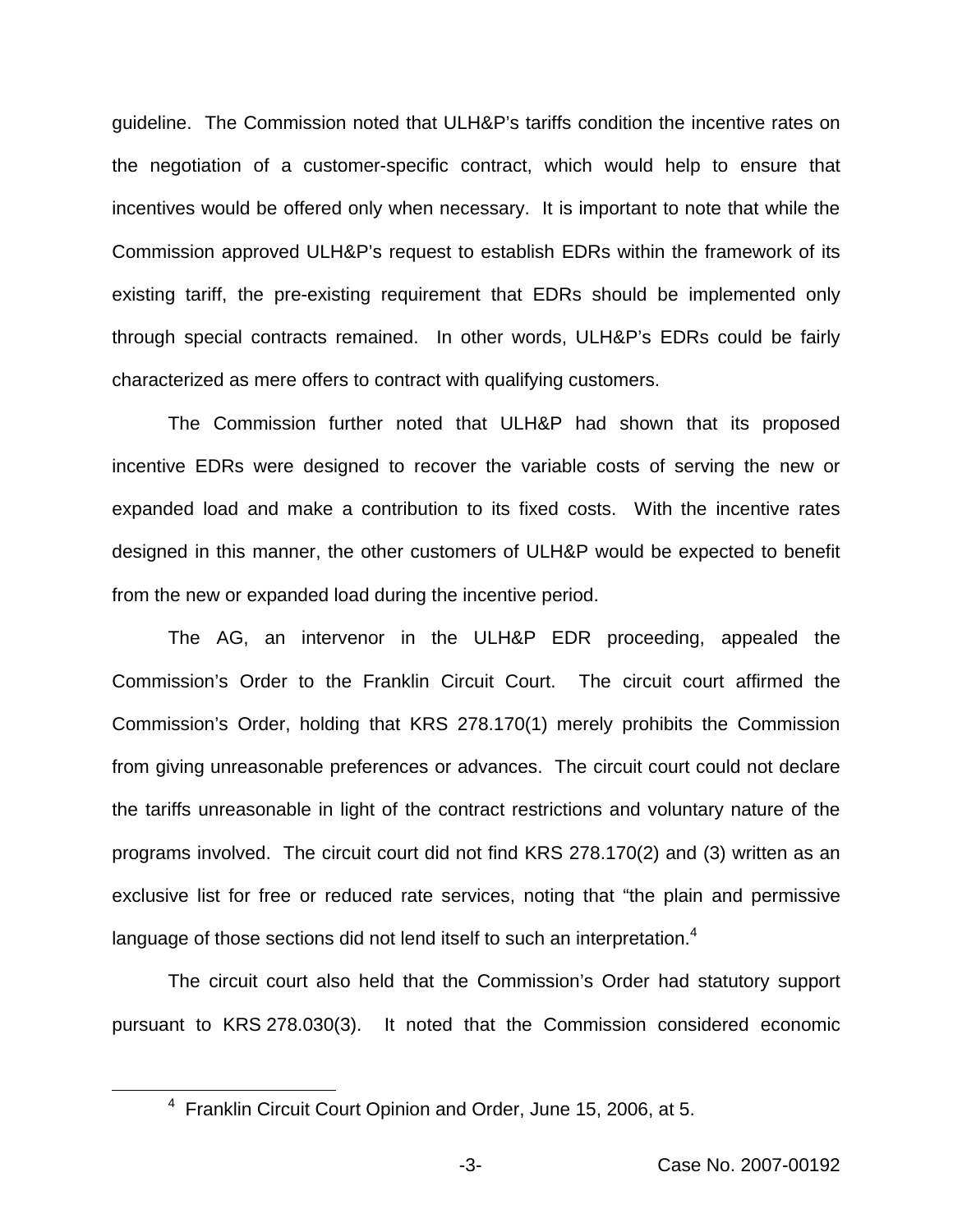guideline. The Commission noted that ULH&P's tariffs condition the incentive rates on the negotiation of a customer-specific contract, which would help to ensure that incentives would be offered only when necessary. It is important to note that while the Commission approved ULH&P's request to establish EDRs within the framework of its existing tariff, the pre-existing requirement that EDRs should be implemented only through special contracts remained. In other words, ULH&P's EDRs could be fairly characterized as mere offers to contract with qualifying customers.

The Commission further noted that ULH&P had shown that its proposed incentive EDRs were designed to recover the variable costs of serving the new or expanded load and make a contribution to its fixed costs. With the incentive rates designed in this manner, the other customers of ULH&P would be expected to benefit from the new or expanded load during the incentive period.

The AG, an intervenor in the ULH&P EDR proceeding, appealed the Commission's Order to the Franklin Circuit Court. The circuit court affirmed the Commission's Order, holding that KRS 278.170(1) merely prohibits the Commission from giving unreasonable preferences or advances. The circuit court could not declare the tariffs unreasonable in light of the contract restrictions and voluntary nature of the programs involved. The circuit court did not find KRS 278.170(2) and (3) written as an exclusive list for free or reduced rate services, noting that "the plain and permissive language of those sections did not lend itself to such an interpretation.[4]

The circuit court also held that the Commission's Order had statutory support pursuant to KRS 278.030(3). It noted that the Commission considered economic

[4] Franklin Circuit Court Opinion and Order, June 15, 2006, at 5.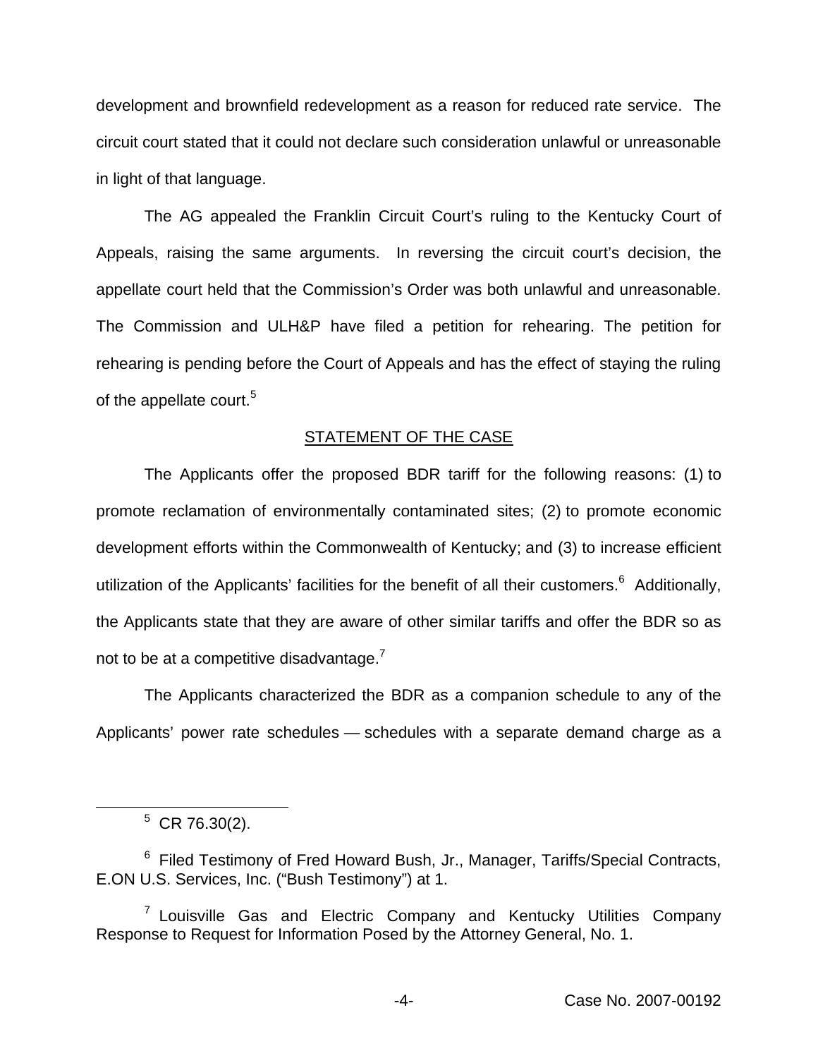development and brownfield redevelopment as a reason for reduced rate service. The circuit court stated that it could not declare such consideration unlawful or unreasonable in light of that language.

The AG appealed the Franklin Circuit Court's ruling to the Kentucky Court of Appeals, raising the same arguments. In reversing the circuit court's decision, the appellate court held that the Commission's Order was both unlawful and unreasonable. The Commission and ULH&P have filed a petition for rehearing. The petition for rehearing is pending before the Court of Appeals and has the effect of staying the ruling of the appellate court.[5]

## STATEMENT OF THE CASE

The Applicants offer the proposed BDR tariff for the following reasons: (1) to promote reclamation of environmentally contaminated sites; (2) to promote economic development efforts within the Commonwealth of Kentucky; and (3) to increase efficient utilization of the Applicants' facilities for the benefit of all their customers.[6] Additionally, the Applicants state that they are aware of other similar tariffs and offer the BDR so as not to be at a competitive disadvantage.[7]

The Applicants characterized the BDR as a companion schedule to any of the Applicants' power rate schedules — schedules with a separate demand charge as a

---

[5] CR 76.30(2).

[6] Filed Testimony of Fred Howard Bush, Jr., Manager, Tariffs/Special Contracts, E.ON U.S. Services, Inc. ("Bush Testimony") at 1.

[7] Louisville Gas and Electric Company and Kentucky Utilities Company Response to Request for Information Posed by the Attorney General, No. 1.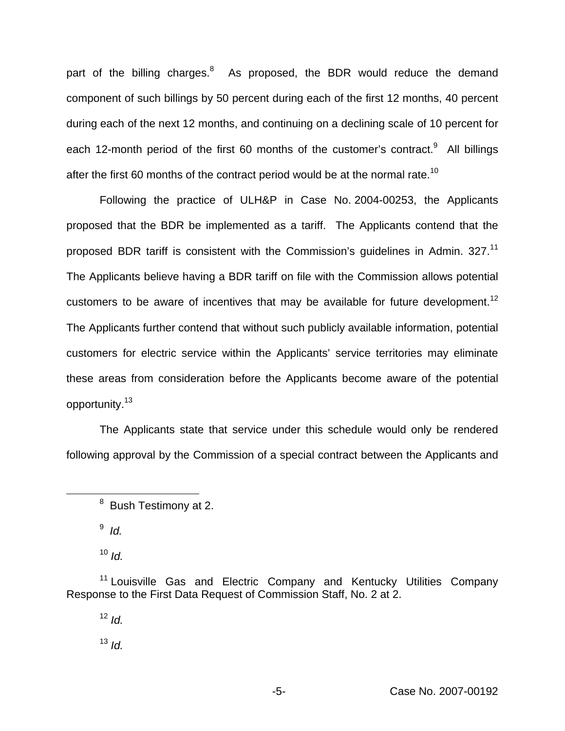part of the billing charges.[8] As proposed, the BDR would reduce the demand component of such billings by 50 percent during each of the first 12 months, 40 percent during each of the next 12 months, and continuing on a declining scale of 10 percent for each 12-month period of the first 60 months of the customer's contract.[9] All billings after the first 60 months of the contract period would be at the normal rate.[10]

Following the practice of ULH&P in Case No. 2004-00253, the Applicants proposed that the BDR be implemented as a tariff. The Applicants contend that the proposed BDR tariff is consistent with the Commission's guidelines in Admin. 327.[11] The Applicants believe having a BDR tariff on file with the Commission allows potential customers to be aware of incentives that may be available for future development.[12] The Applicants further contend that without such publicly available information, potential customers for electric service within the Applicants' service territories may eliminate these areas from consideration before the Applicants become aware of the potential opportunity.[13]

The Applicants state that service under this schedule would only be rendered following approval by the Commission of a special contract between the Applicants and

---

[8] Bush Testimony at 2.

[9] *Id.*

[10] *Id.*

[11] Louisville Gas and Electric Company and Kentucky Utilities Company Response to the First Data Request of Commission Staff, No. 2 at 2.

[12] *Id.*

[13] *Id.*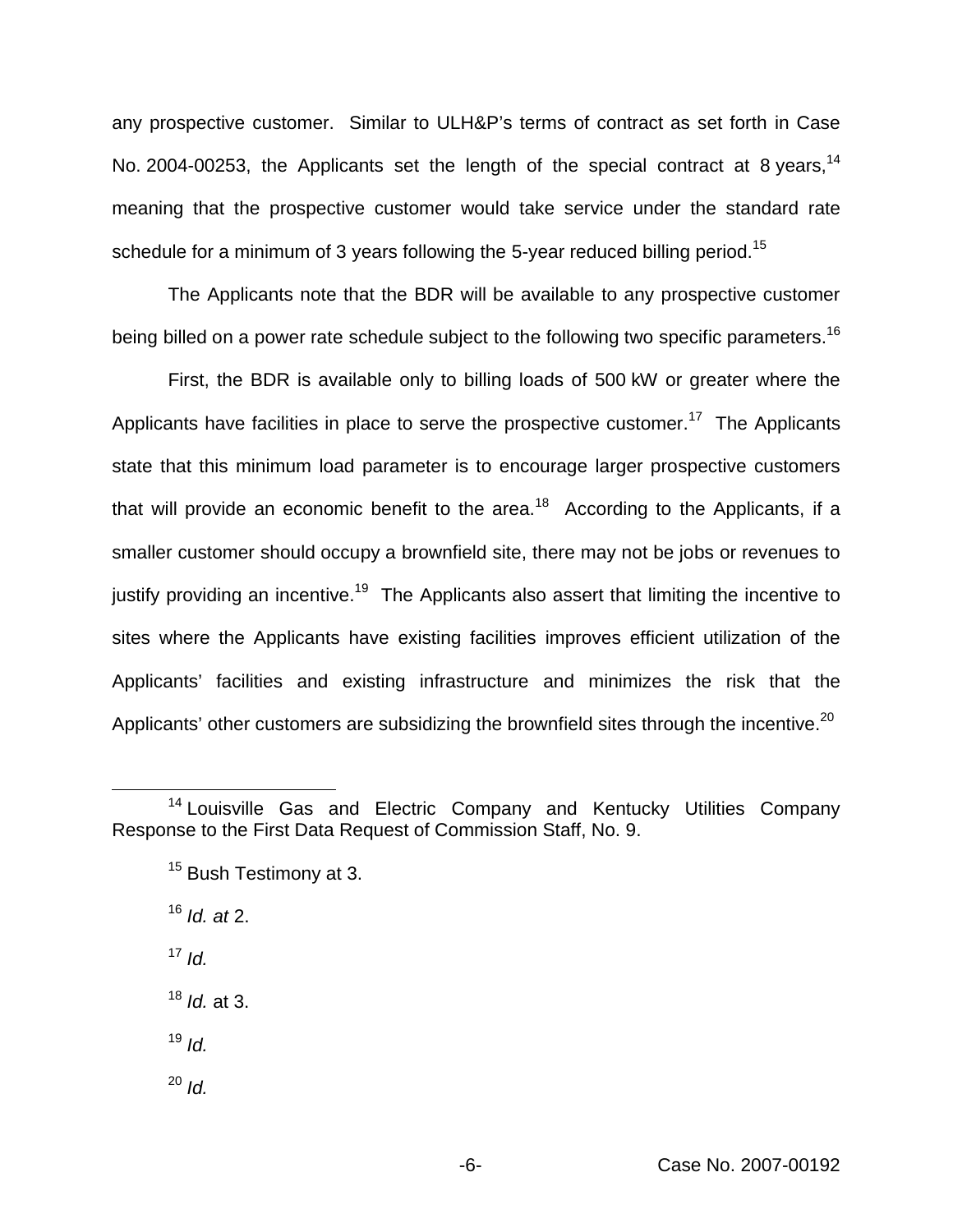any prospective customer. Similar to ULH&P's terms of contract as set forth in Case No. 2004-00253, the Applicants set the length of the special contract at 8 years,[14] meaning that the prospective customer would take service under the standard rate schedule for a minimum of 3 years following the 5-year reduced billing period.[15]

The Applicants note that the BDR will be available to any prospective customer being billed on a power rate schedule subject to the following two specific parameters.[16]

First, the BDR is available only to billing loads of 500 kW or greater where the Applicants have facilities in place to serve the prospective customer.[17] The Applicants state that this minimum load parameter is to encourage larger prospective customers that will provide an economic benefit to the area.[18] According to the Applicants, if a smaller customer should occupy a brownfield site, there may not be jobs or revenues to justify providing an incentive.[19] The Applicants also assert that limiting the incentive to sites where the Applicants have existing facilities improves efficient utilization of the Applicants' facilities and existing infrastructure and minimizes the risk that the Applicants' other customers are subsidizing the brownfield sites through the incentive.[20]

---

[14] Louisville Gas and Electric Company and Kentucky Utilities Company Response to the First Data Request of Commission Staff, No. 9.

[15] Bush Testimony at 3.

[16] *Id. at* 2.

[17] *Id.*

[18] *Id.* at 3.

[19] *Id.*

[20] *Id.*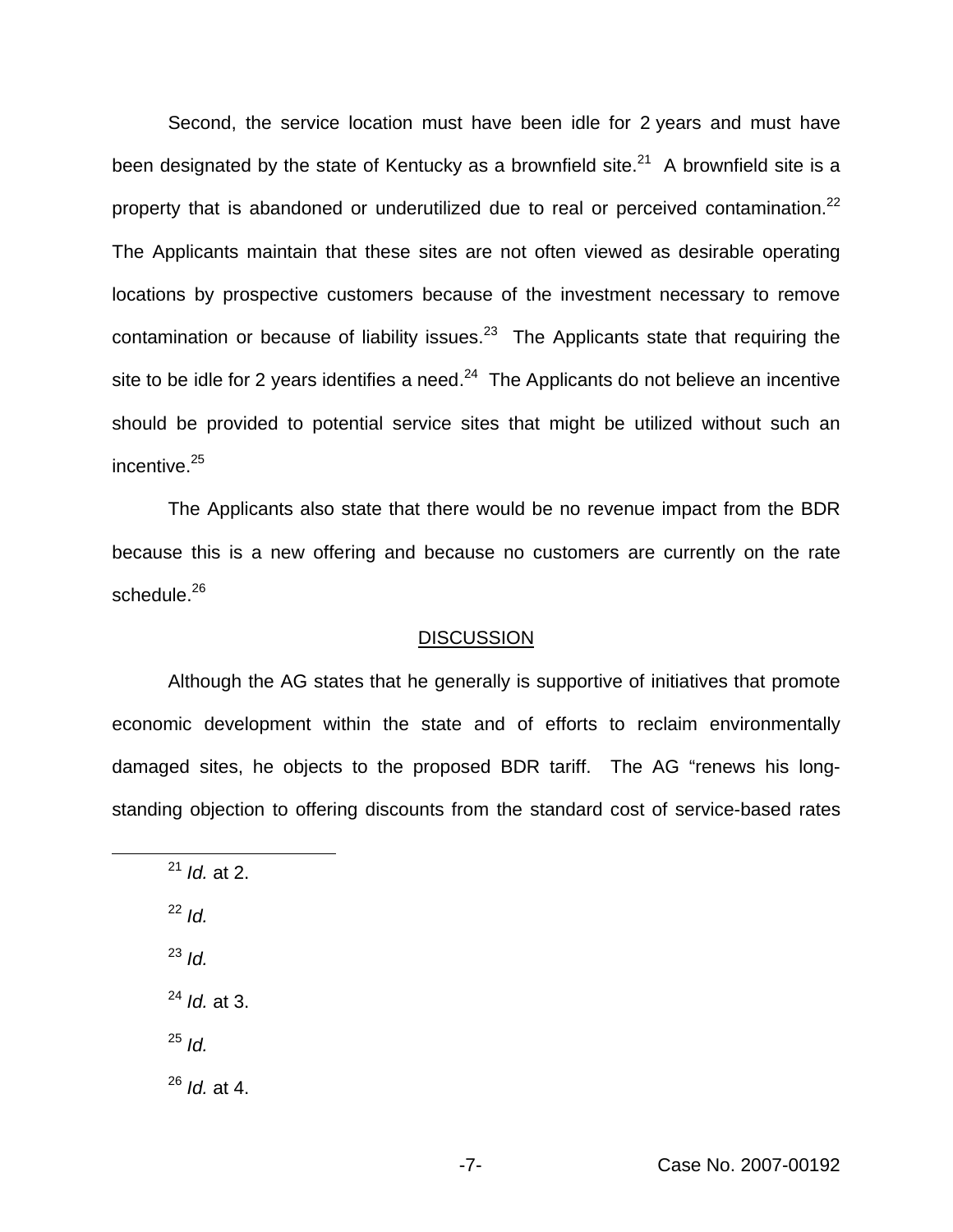Second, the service location must have been idle for 2 years and must have been designated by the state of Kentucky as a brownfield site.[21] A brownfield site is a property that is abandoned or underutilized due to real or perceived contamination.[22] The Applicants maintain that these sites are not often viewed as desirable operating locations by prospective customers because of the investment necessary to remove contamination or because of liability issues.[23] The Applicants state that requiring the site to be idle for 2 years identifies a need.[24] The Applicants do not believe an incentive should be provided to potential service sites that might be utilized without such an incentive.[25]

The Applicants also state that there would be no revenue impact from the BDR because this is a new offering and because no customers are currently on the rate schedule.[26]

## DISCUSSION

Although the AG states that he generally is supportive of initiatives that promote economic development within the state and of efforts to reclaim environmentally damaged sites, he objects to the proposed BDR tariff. The AG "renews his long-standing objection to offering discounts from the standard cost of service-based rates

---

[21] *Id.* at 2.

[22] *Id.*

[23] *Id.*

[24] *Id.* at 3.

[25] *Id.*

[26] *Id.* at 4.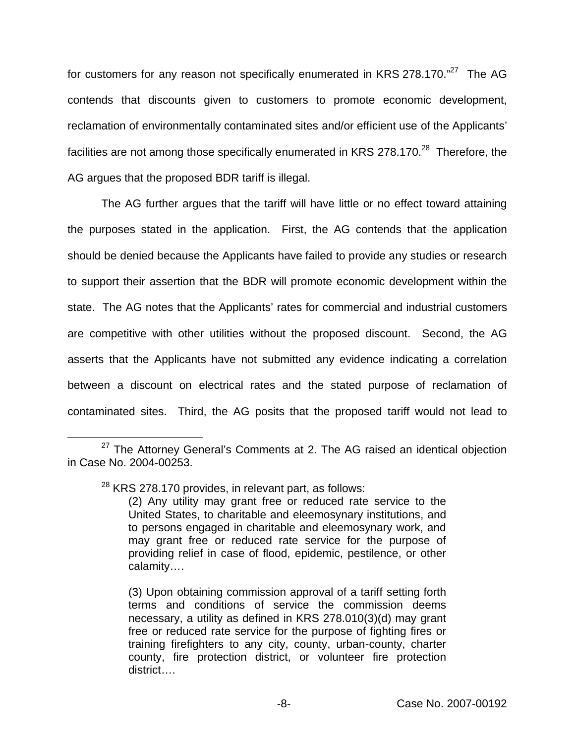for customers for any reason not specifically enumerated in KRS 278.170."[27] The AG contends that discounts given to customers to promote economic development, reclamation of environmentally contaminated sites and/or efficient use of the Applicants' facilities are not among those specifically enumerated in KRS 278.170.[28] Therefore, the AG argues that the proposed BDR tariff is illegal.

The AG further argues that the tariff will have little or no effect toward attaining the purposes stated in the application. First, the AG contends that the application should be denied because the Applicants have failed to provide any studies or research to support their assertion that the BDR will promote economic development within the state. The AG notes that the Applicants' rates for commercial and industrial customers are competitive with other utilities without the proposed discount. Second, the AG asserts that the Applicants have not submitted any evidence indicating a correlation between a discount on electrical rates and the stated purpose of reclamation of contaminated sites. Third, the AG posits that the proposed tariff would not lead to

---

[27] The Attorney General's Comments at 2. The AG raised an identical objection in Case No. 2004-00253.

[28] KRS 278.170 provides, in relevant part, as follows:

> (2) Any utility may grant free or reduced rate service to the United States, to charitable and eleemosynary institutions, and to persons engaged in charitable and eleemosynary work, and may grant free or reduced rate service for the purpose of providing relief in case of flood, epidemic, pestilence, or other calamity….
>
> (3) Upon obtaining commission approval of a tariff setting forth terms and conditions of service the commission deems necessary, a utility as defined in KRS 278.010(3)(d) may grant free or reduced rate service for the purpose of fighting fires or training firefighters to any city, county, urban-county, charter county, fire protection district, or volunteer fire protection district….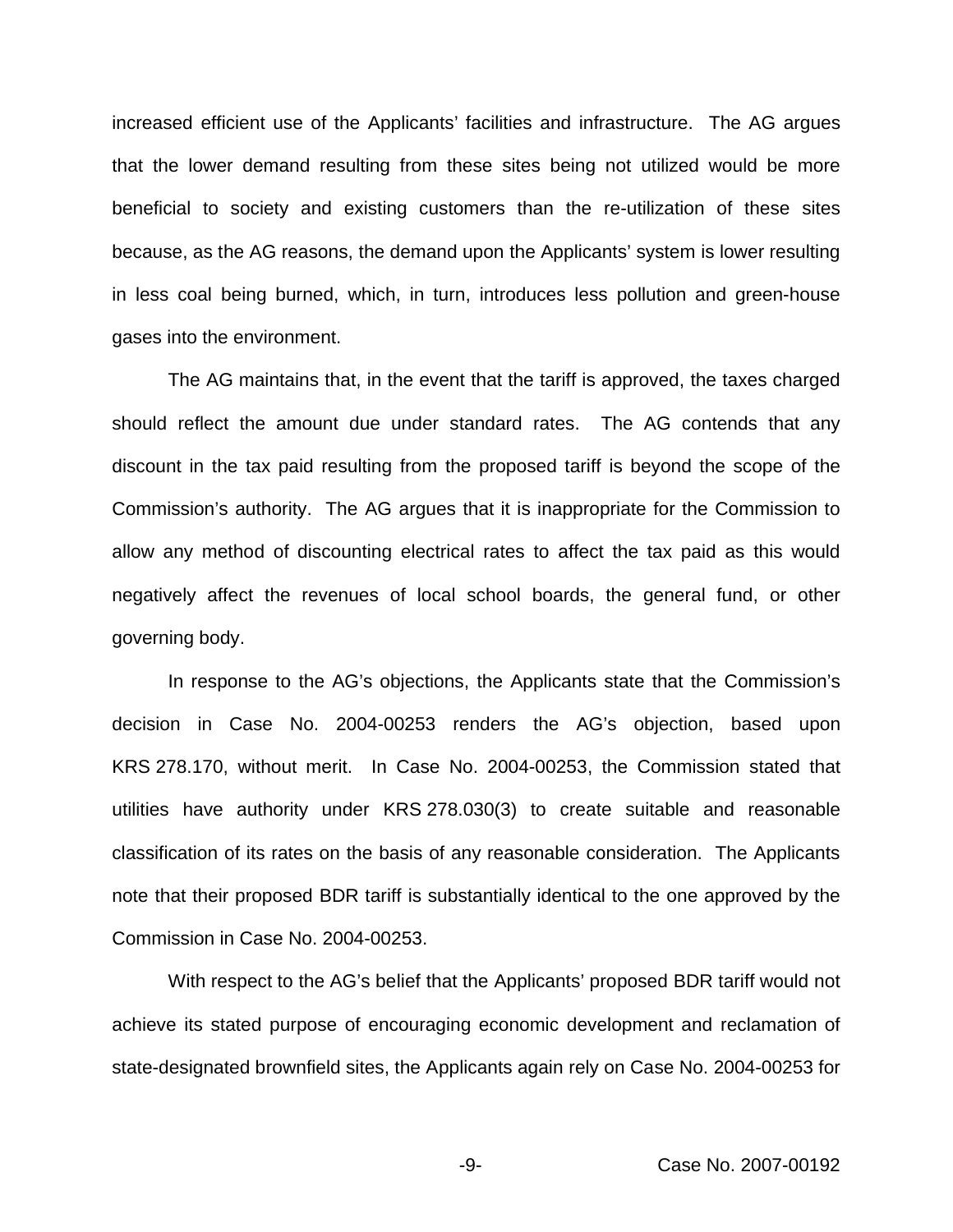increased efficient use of the Applicants' facilities and infrastructure. The AG argues that the lower demand resulting from these sites being not utilized would be more beneficial to society and existing customers than the re-utilization of these sites because, as the AG reasons, the demand upon the Applicants' system is lower resulting in less coal being burned, which, in turn, introduces less pollution and green-house gases into the environment.

The AG maintains that, in the event that the tariff is approved, the taxes charged should reflect the amount due under standard rates. The AG contends that any discount in the tax paid resulting from the proposed tariff is beyond the scope of the Commission's authority. The AG argues that it is inappropriate for the Commission to allow any method of discounting electrical rates to affect the tax paid as this would negatively affect the revenues of local school boards, the general fund, or other governing body.

In response to the AG's objections, the Applicants state that the Commission's decision in Case No. 2004-00253 renders the AG's objection, based upon KRS 278.170, without merit. In Case No. 2004-00253, the Commission stated that utilities have authority under KRS 278.030(3) to create suitable and reasonable classification of its rates on the basis of any reasonable consideration. The Applicants note that their proposed BDR tariff is substantially identical to the one approved by the Commission in Case No. 2004-00253.

With respect to the AG's belief that the Applicants' proposed BDR tariff would not achieve its stated purpose of encouraging economic development and reclamation of state-designated brownfield sites, the Applicants again rely on Case No. 2004-00253 for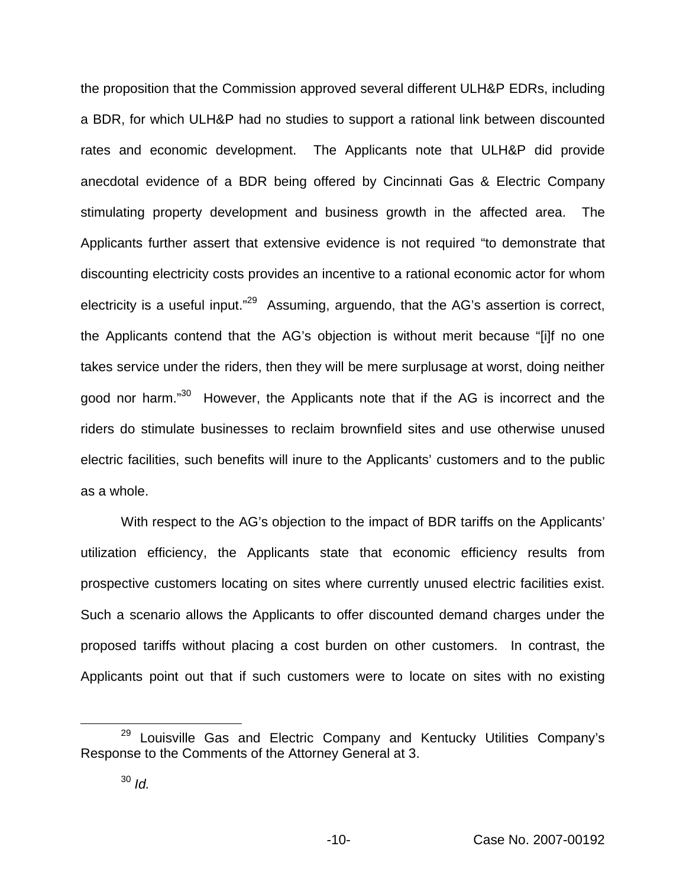the proposition that the Commission approved several different ULH&P EDRs, including a BDR, for which ULH&P had no studies to support a rational link between discounted rates and economic development. The Applicants note that ULH&P did provide anecdotal evidence of a BDR being offered by Cincinnati Gas & Electric Company stimulating property development and business growth in the affected area. The Applicants further assert that extensive evidence is not required "to demonstrate that discounting electricity costs provides an incentive to a rational economic actor for whom electricity is a useful input."[29] Assuming, arguendo, that the AG's assertion is correct, the Applicants contend that the AG's objection is without merit because "[i]f no one takes service under the riders, then they will be mere surplusage at worst, doing neither good nor harm."[30] However, the Applicants note that if the AG is incorrect and the riders do stimulate businesses to reclaim brownfield sites and use otherwise unused electric facilities, such benefits will inure to the Applicants' customers and to the public as a whole.

With respect to the AG's objection to the impact of BDR tariffs on the Applicants' utilization efficiency, the Applicants state that economic efficiency results from prospective customers locating on sites where currently unused electric facilities exist. Such a scenario allows the Applicants to offer discounted demand charges under the proposed tariffs without placing a cost burden on other customers. In contrast, the Applicants point out that if such customers were to locate on sites with no existing

---

[29] Louisville Gas and Electric Company and Kentucky Utilities Company's Response to the Comments of the Attorney General at 3.

[30] *Id.*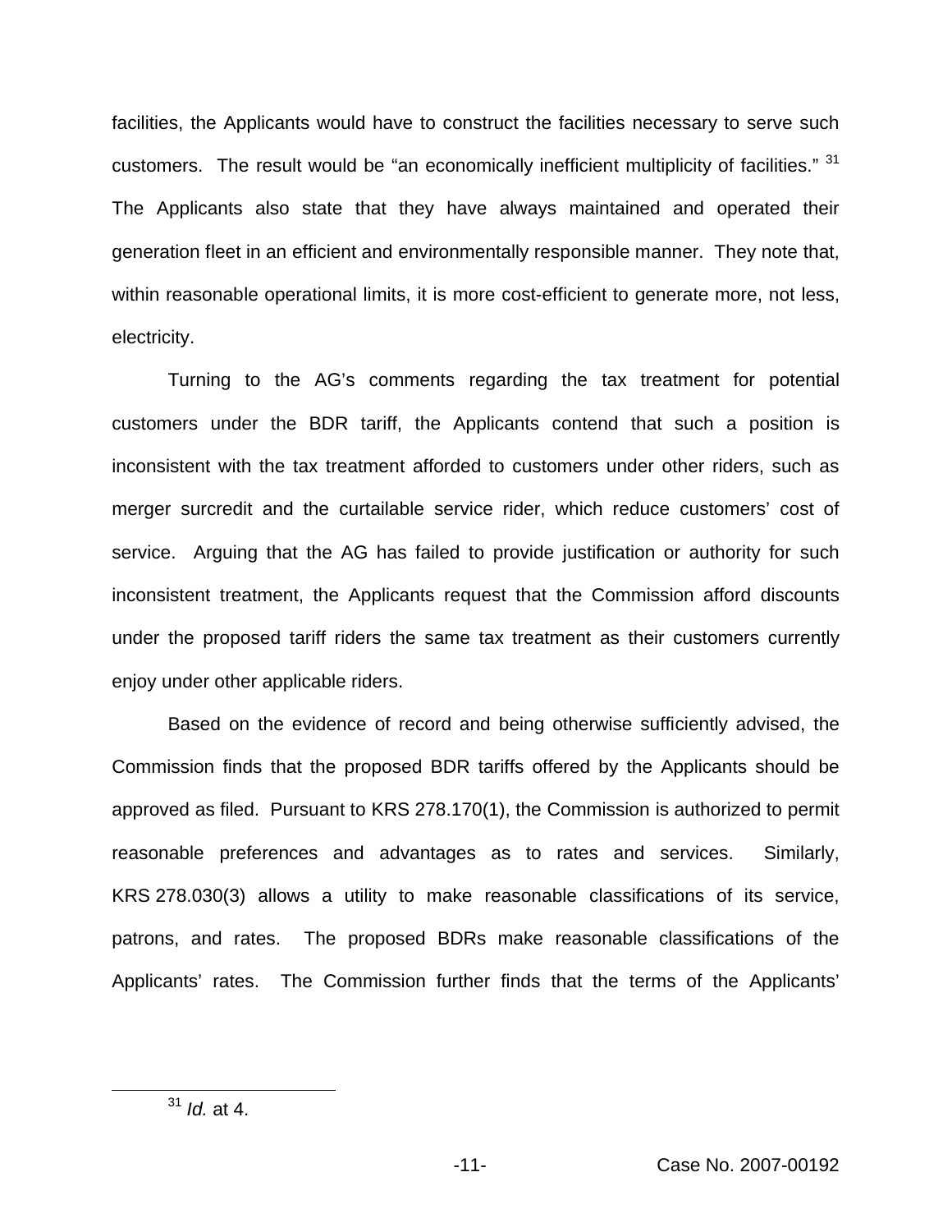facilities, the Applicants would have to construct the facilities necessary to serve such customers. The result would be "an economically inefficient multiplicity of facilities." [31] The Applicants also state that they have always maintained and operated their generation fleet in an efficient and environmentally responsible manner. They note that, within reasonable operational limits, it is more cost-efficient to generate more, not less, electricity.

Turning to the AG's comments regarding the tax treatment for potential customers under the BDR tariff, the Applicants contend that such a position is inconsistent with the tax treatment afforded to customers under other riders, such as merger surcredit and the curtailable service rider, which reduce customers' cost of service. Arguing that the AG has failed to provide justification or authority for such inconsistent treatment, the Applicants request that the Commission afford discounts under the proposed tariff riders the same tax treatment as their customers currently enjoy under other applicable riders.

Based on the evidence of record and being otherwise sufficiently advised, the Commission finds that the proposed BDR tariffs offered by the Applicants should be approved as filed. Pursuant to KRS 278.170(1), the Commission is authorized to permit reasonable preferences and advantages as to rates and services. Similarly, KRS 278.030(3) allows a utility to make reasonable classifications of its service, patrons, and rates. The proposed BDRs make reasonable classifications of the Applicants' rates. The Commission further finds that the terms of the Applicants'

[31] *Id.* at 4.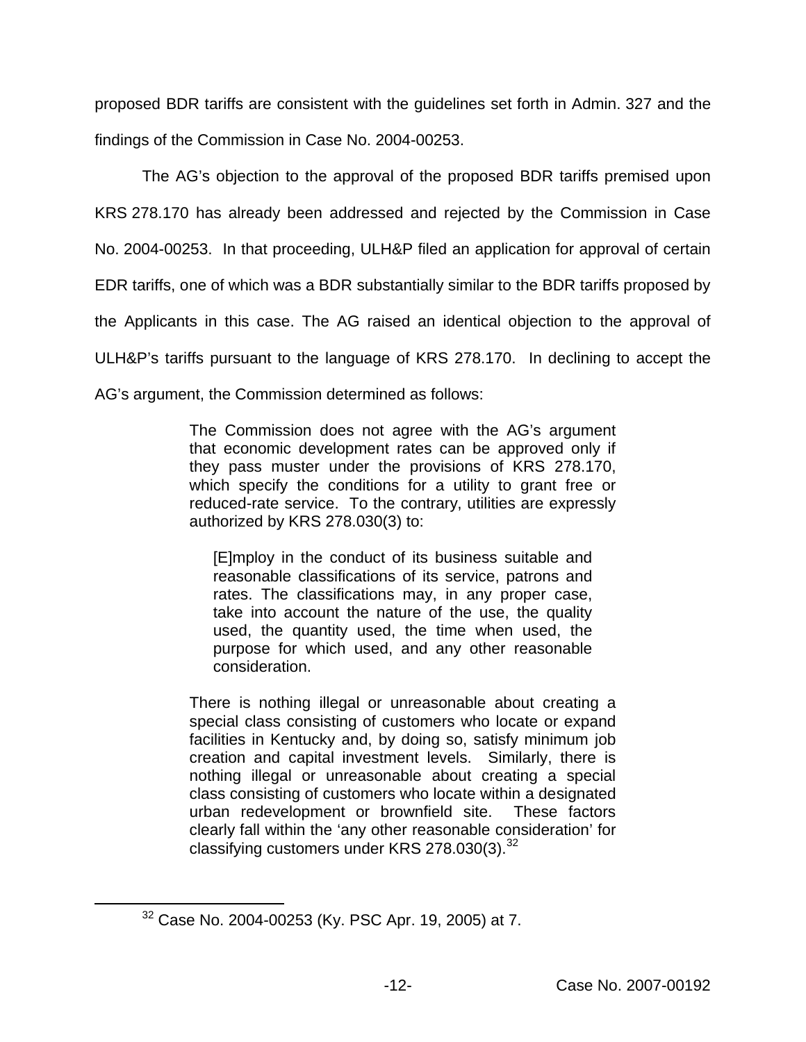proposed BDR tariffs are consistent with the guidelines set forth in Admin. 327 and the findings of the Commission in Case No. 2004-00253.

The AG's objection to the approval of the proposed BDR tariffs premised upon KRS 278.170 has already been addressed and rejected by the Commission in Case No. 2004-00253. In that proceeding, ULH&P filed an application for approval of certain EDR tariffs, one of which was a BDR substantially similar to the BDR tariffs proposed by the Applicants in this case. The AG raised an identical objection to the approval of ULH&P's tariffs pursuant to the language of KRS 278.170. In declining to accept the AG's argument, the Commission determined as follows:

> The Commission does not agree with the AG's argument that economic development rates can be approved only if they pass muster under the provisions of KRS 278.170, which specify the conditions for a utility to grant free or reduced-rate service. To the contrary, utilities are expressly authorized by KRS 278.030(3) to:
>
> > [E]mploy in the conduct of its business suitable and reasonable classifications of its service, patrons and rates. The classifications may, in any proper case, take into account the nature of the use, the quality used, the quantity used, the time when used, the purpose for which used, and any other reasonable consideration.
>
> There is nothing illegal or unreasonable about creating a special class consisting of customers who locate or expand facilities in Kentucky and, by doing so, satisfy minimum job creation and capital investment levels. Similarly, there is nothing illegal or unreasonable about creating a special class consisting of customers who locate within a designated urban redevelopment or brownfield site. These factors clearly fall within the 'any other reasonable consideration' for classifying customers under KRS 278.030(3).[32]

[32] Case No. 2004-00253 (Ky. PSC Apr. 19, 2005) at 7.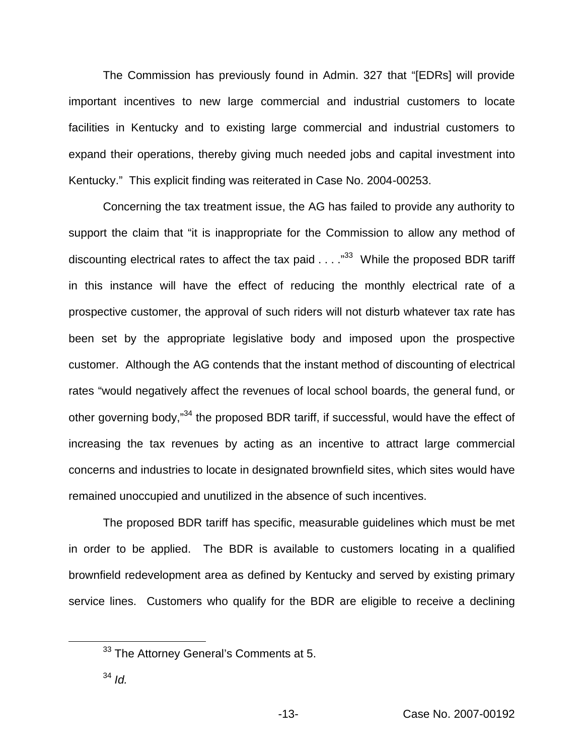The Commission has previously found in Admin. 327 that "[EDRs] will provide important incentives to new large commercial and industrial customers to locate facilities in Kentucky and to existing large commercial and industrial customers to expand their operations, thereby giving much needed jobs and capital investment into Kentucky." This explicit finding was reiterated in Case No. 2004-00253.

Concerning the tax treatment issue, the AG has failed to provide any authority to support the claim that "it is inappropriate for the Commission to allow any method of discounting electrical rates to affect the tax paid . . . ."[33] While the proposed BDR tariff in this instance will have the effect of reducing the monthly electrical rate of a prospective customer, the approval of such riders will not disturb whatever tax rate has been set by the appropriate legislative body and imposed upon the prospective customer. Although the AG contends that the instant method of discounting of electrical rates "would negatively affect the revenues of local school boards, the general fund, or other governing body,"[34] the proposed BDR tariff, if successful, would have the effect of increasing the tax revenues by acting as an incentive to attract large commercial concerns and industries to locate in designated brownfield sites, which sites would have remained unoccupied and unutilized in the absence of such incentives.

The proposed BDR tariff has specific, measurable guidelines which must be met in order to be applied. The BDR is available to customers locating in a qualified brownfield redevelopment area as defined by Kentucky and served by existing primary service lines. Customers who qualify for the BDR are eligible to receive a declining

---

[33] The Attorney General's Comments at 5.

[34] *Id.*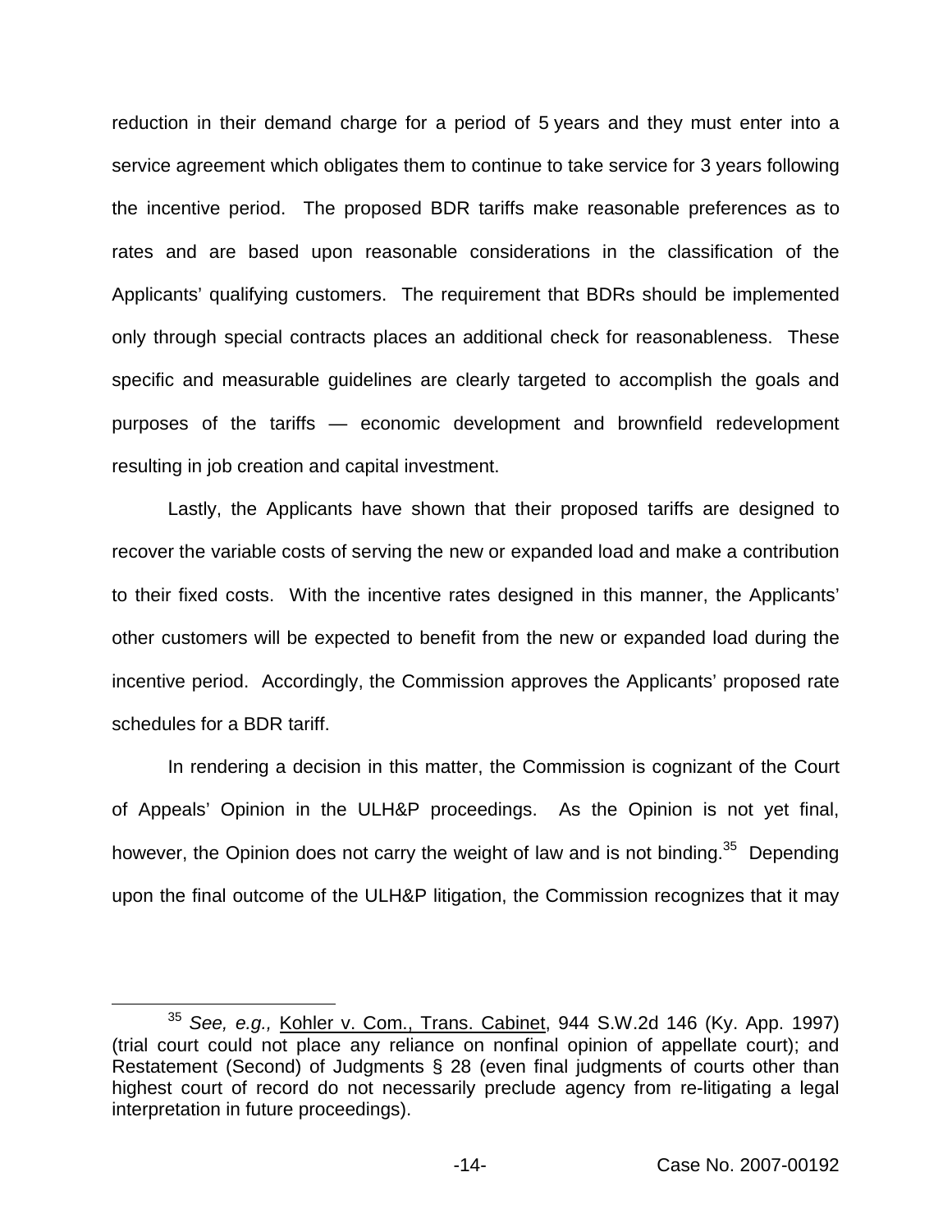reduction in their demand charge for a period of 5 years and they must enter into a service agreement which obligates them to continue to take service for 3 years following the incentive period. The proposed BDR tariffs make reasonable preferences as to rates and are based upon reasonable considerations in the classification of the Applicants' qualifying customers. The requirement that BDRs should be implemented only through special contracts places an additional check for reasonableness. These specific and measurable guidelines are clearly targeted to accomplish the goals and purposes of the tariffs — economic development and brownfield redevelopment resulting in job creation and capital investment.

Lastly, the Applicants have shown that their proposed tariffs are designed to recover the variable costs of serving the new or expanded load and make a contribution to their fixed costs. With the incentive rates designed in this manner, the Applicants' other customers will be expected to benefit from the new or expanded load during the incentive period. Accordingly, the Commission approves the Applicants' proposed rate schedules for a BDR tariff.

In rendering a decision in this matter, the Commission is cognizant of the Court of Appeals' Opinion in the ULH&P proceedings. As the Opinion is not yet final, however, the Opinion does not carry the weight of law and is not binding.[35] Depending upon the final outcome of the ULH&P litigation, the Commission recognizes that it may

---

[35] *See, e.g.,* Kohler v. Com., Trans. Cabinet, 944 S.W.2d 146 (Ky. App. 1997) (trial court could not place any reliance on nonfinal opinion of appellate court); and Restatement (Second) of Judgments § 28 (even final judgments of courts other than highest court of record do not necessarily preclude agency from re-litigating a legal interpretation in future proceedings).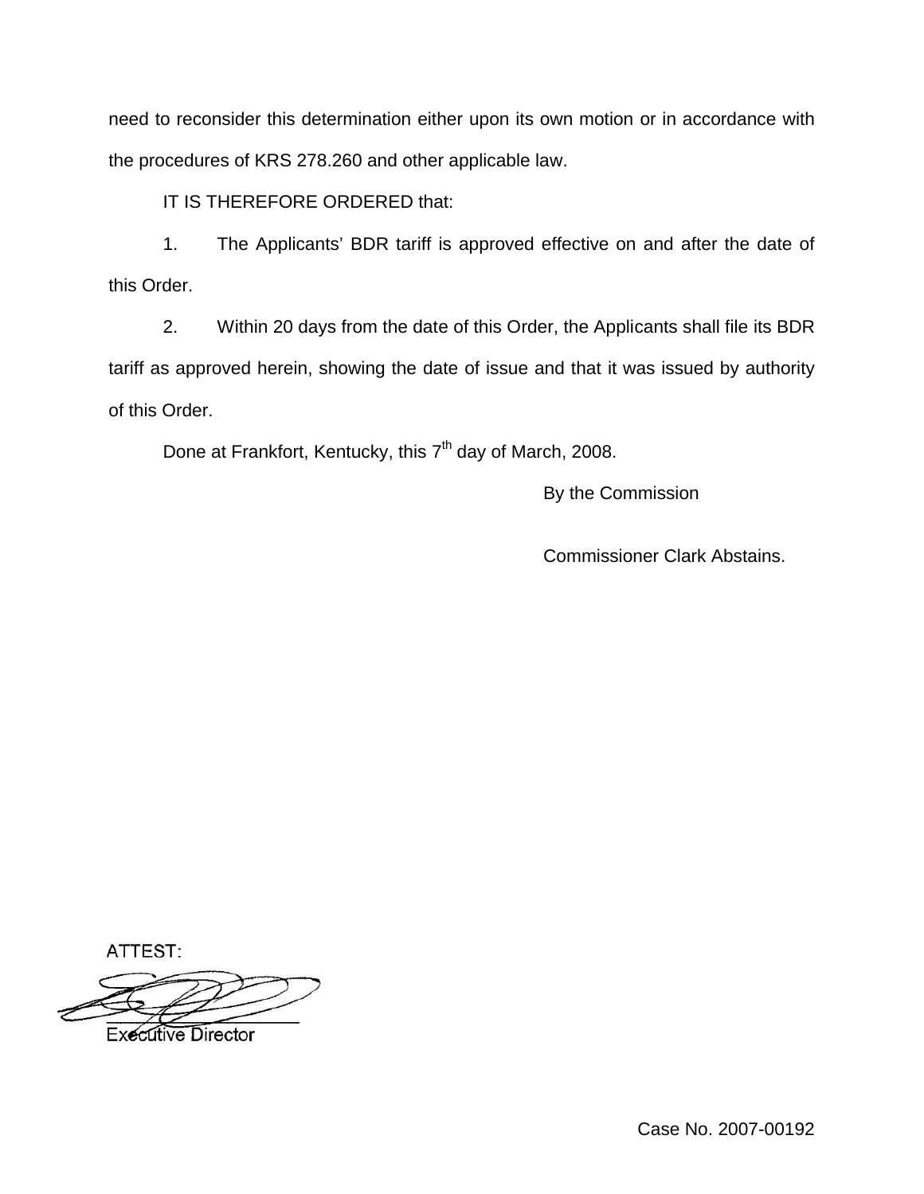need to reconsider this determination either upon its own motion or in accordance with the procedures of KRS 278.260 and other applicable law.

IT IS THEREFORE ORDERED that:

1. The Applicants' BDR tariff is approved effective on and after the date of this Order.

2. Within 20 days from the date of this Order, the Applicants shall file its BDR tariff as approved herein, showing the date of issue and that it was issued by authority of this Order.

Done at Frankfort, Kentucky, this 7th day of March, 2008.

By the Commission

Commissioner Clark Abstains.

ATTEST:

Executive Director

Case No. 2007-00192